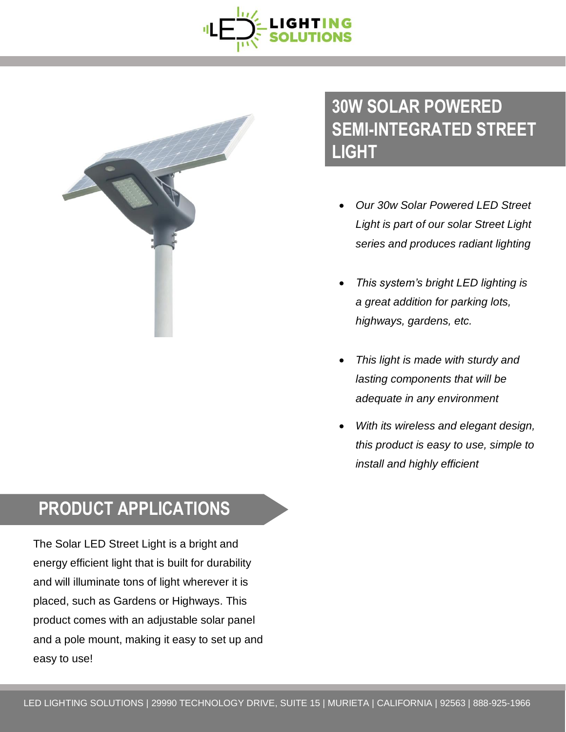# 30W SOLAR POWERED SEMI-INTEGRATED STREET LIGHT

- *Our 30w Solar Powered LED Street Light is part of our solar Street Light series and produces radiant lighting*
- *This system's bright LED lighting is a great addition for parking lots, highways, gardens, etc.*
- *This light is made with sturdy and lasting components that will be adequate in any environment*
- *With its wireless and elegant design, this product is easy to use, simple to install and highly efficient*

## PRODUCT APPLICATIONS

The Solar LED Street Light is a bright and energy efficient light that is built for durability and will illuminate tons of light wherever it is placed, such as Gardens or Highways. This product comes with an adjustable solar panel and a pole mount, making it easy to set up and easy to use!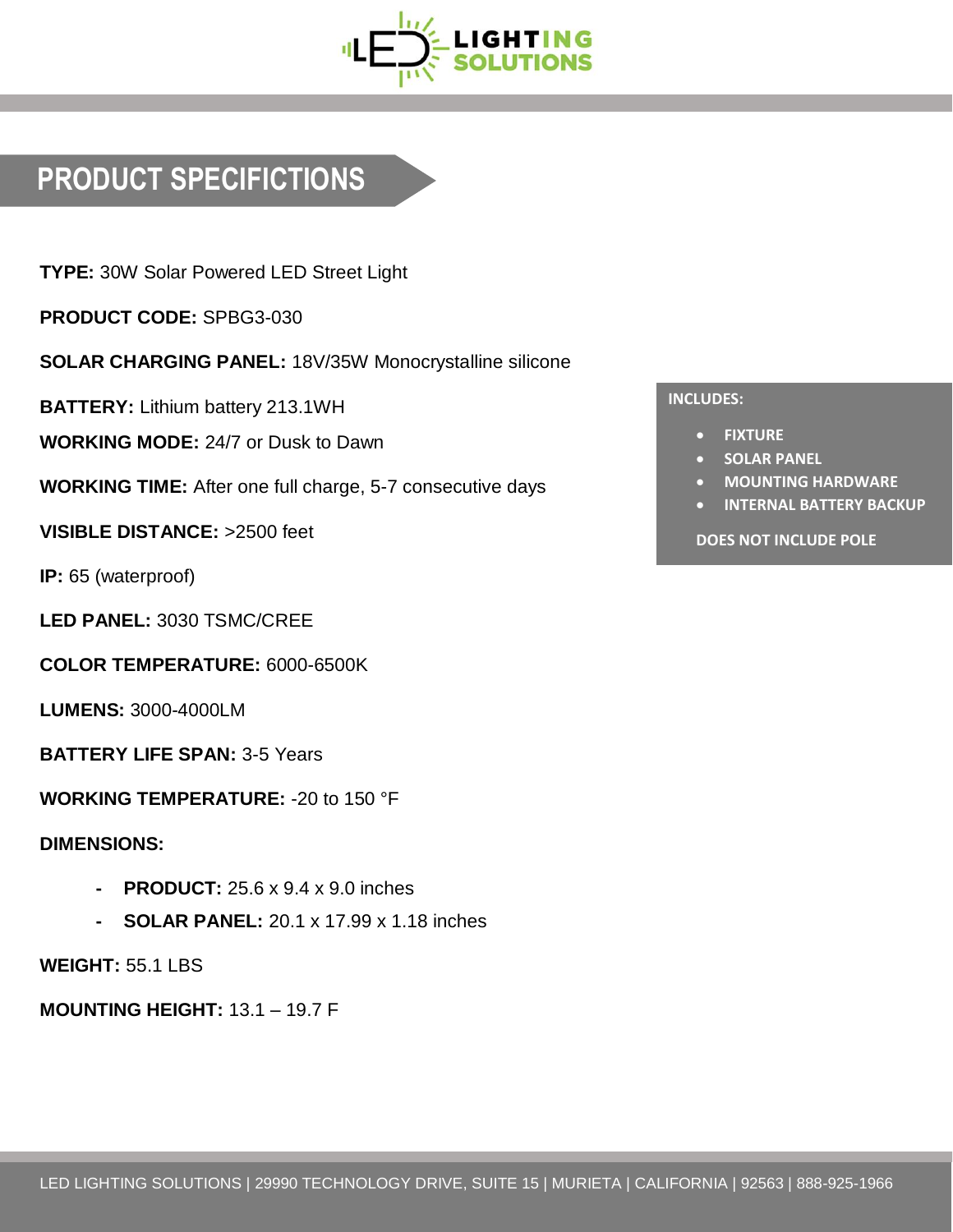LED LIGHTING SOLUTIONS

## PRODUCT SPECIFICTIONS

**TYPE:** 30W Solar Powered LED Street Light

**PRODUCT CODE:** SPBG3-030

**SOLAR CHARGING PANEL:** 18V/35W Monocrystalline silicone

**BATTERY:** Lithium battery 213.1WH

**WORKING MODE:** 24/7 or Dusk to Dawn

**WORKING TIME:** After one full charge, 5-7 consecutive days

**VISIBLE DISTANCE:** >2500 feet

**IP:** 65 (waterproof)

**LED PANEL:** 3030 TSMC/CREE

**COLOR TEMPERATURE:** 6000-6500K

**LUMENS:** 3000-4000LM

**BATTERY LIFE SPAN:** 3-5 Years

**WORKING TEMPERATURE:** -20 to 150 °F

**DIMENSIONS:**

- **PRODUCT:** 25.6 x 9.4 x 9.0 inches
- **SOLAR PANEL:** 20.1 x 17.99 x 1.18 inches

**WEIGHT:** 55.1 LBS

**MOUNTING HEIGHT:** 13.1 – 19.7 F

**INCLUDES:**

- **FIXTURE**
- **SOLAR PANEL**
- **MOUNTING HARDWARE**
- **INTERNAL BATTERY BACKUP**

**DOES NOT INCLUDE POLE**

LED LIGHTING SOLUTIONS | 29990 TECHNOLOGY DRIVE, SUITE 15 | MURIETA | CALIFORNIA | 92563 | 888-925-1966